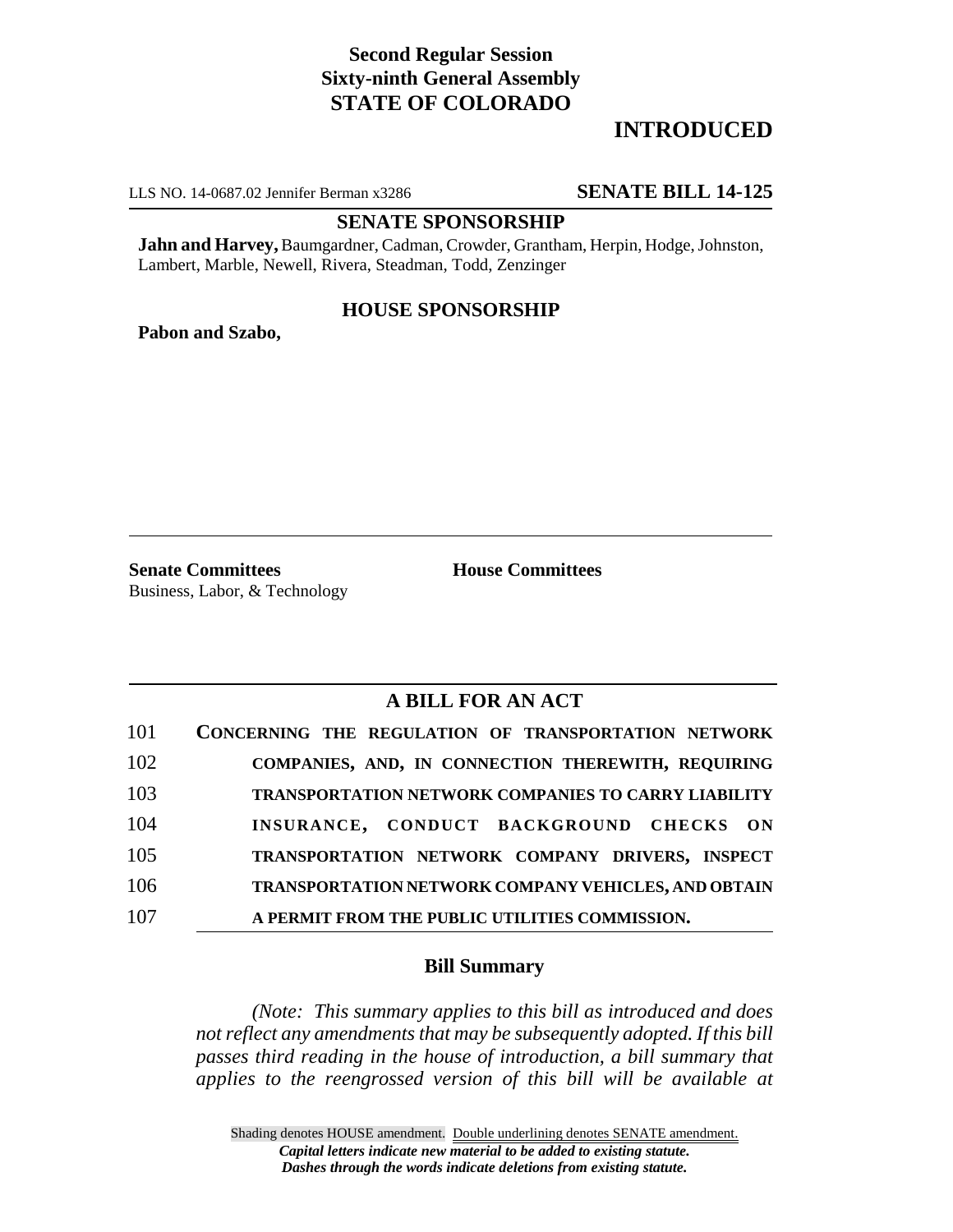**Second Regular Session**
**Sixty-ninth General Assembly**
**STATE OF COLORADO**

# INTRODUCED

LLS NO. 14-0687.02 Jennifer Berman x3286 **SENATE BILL 14-125**

## SENATE SPONSORSHIP

**Jahn and Harvey,** Baumgardner, Cadman, Crowder, Grantham, Herpin, Hodge, Johnston, Lambert, Marble, Newell, Rivera, Steadman, Todd, Zenzinger

## HOUSE SPONSORSHIP

**Pabon and Szabo,**

**Senate Committees**
Business, Labor, & Technology

**House Committees**

## A BILL FOR AN ACT

101 **CONCERNING THE REGULATION OF TRANSPORTATION NETWORK**
102 **COMPANIES, AND, IN CONNECTION THEREWITH, REQUIRING**
103 **TRANSPORTATION NETWORK COMPANIES TO CARRY LIABILITY**
104 **INSURANCE, CONDUCT BACKGROUND CHECKS ON**
105 **TRANSPORTATION NETWORK COMPANY DRIVERS, INSPECT**
106 **TRANSPORTATION NETWORK COMPANY VEHICLES, AND OBTAIN**
107 **A PERMIT FROM THE PUBLIC UTILITIES COMMISSION.**

## Bill Summary

*(Note: This summary applies to this bill as introduced and does not reflect any amendments that may be subsequently adopted. If this bill passes third reading in the house of introduction, a bill summary that applies to the reengrossed version of this bill will be available at*

Shading denotes HOUSE amendment. Double underlining denotes SENATE amendment.
*Capital letters indicate new material to be added to existing statute.*
*Dashes through the words indicate deletions from existing statute.*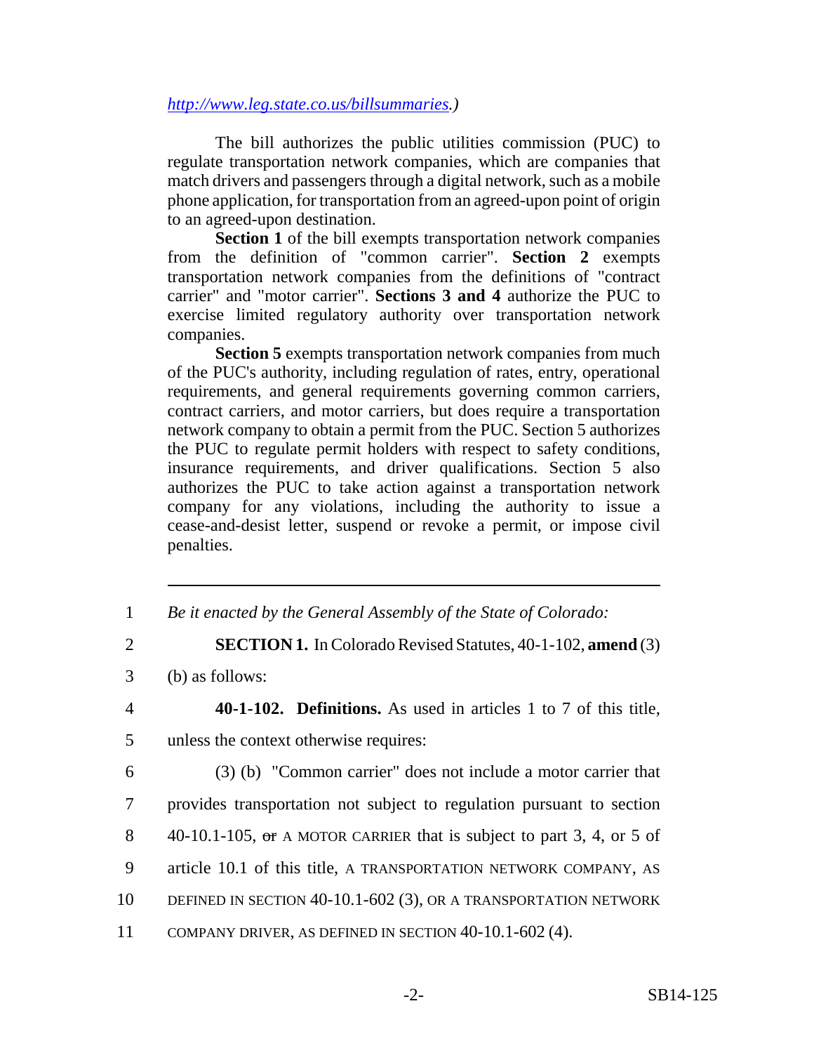*http://www.leg.state.co.us/billsummaries.)*

The bill authorizes the public utilities commission (PUC) to regulate transportation network companies, which are companies that match drivers and passengers through a digital network, such as a mobile phone application, for transportation from an agreed-upon point of origin to an agreed-upon destination.

**Section 1** of the bill exempts transportation network companies from the definition of "common carrier". **Section 2** exempts transportation network companies from the definitions of "contract carrier" and "motor carrier". **Sections 3 and 4** authorize the PUC to exercise limited regulatory authority over transportation network companies.

**Section 5** exempts transportation network companies from much of the PUC's authority, including regulation of rates, entry, operational requirements, and general requirements governing common carriers, contract carriers, and motor carriers, but does require a transportation network company to obtain a permit from the PUC. Section 5 authorizes the PUC to regulate permit holders with respect to safety conditions, insurance requirements, and driver qualifications. Section 5 also authorizes the PUC to take action against a transportation network company for any violations, including the authority to issue a cease-and-desist letter, suspend or revoke a permit, or impose civil penalties.

---

1 *Be it enacted by the General Assembly of the State of Colorado:*

2 **SECTION 1.** In Colorado Revised Statutes, 40-1-102, **amend** (3)

3 (b) as follows:

4 **40-1-102. Definitions.** As used in articles 1 to 7 of this title,

5 unless the context otherwise requires:

6 (3) (b) "Common carrier" does not include a motor carrier that

7 provides transportation not subject to regulation pursuant to section

8 40-10.1-105, ~~or~~ A MOTOR CARRIER that is subject to part 3, 4, or 5 of

9 article 10.1 of this title, A TRANSPORTATION NETWORK COMPANY, AS

10 DEFINED IN SECTION 40-10.1-602 (3), OR A TRANSPORTATION NETWORK

11 COMPANY DRIVER, AS DEFINED IN SECTION 40-10.1-602 (4).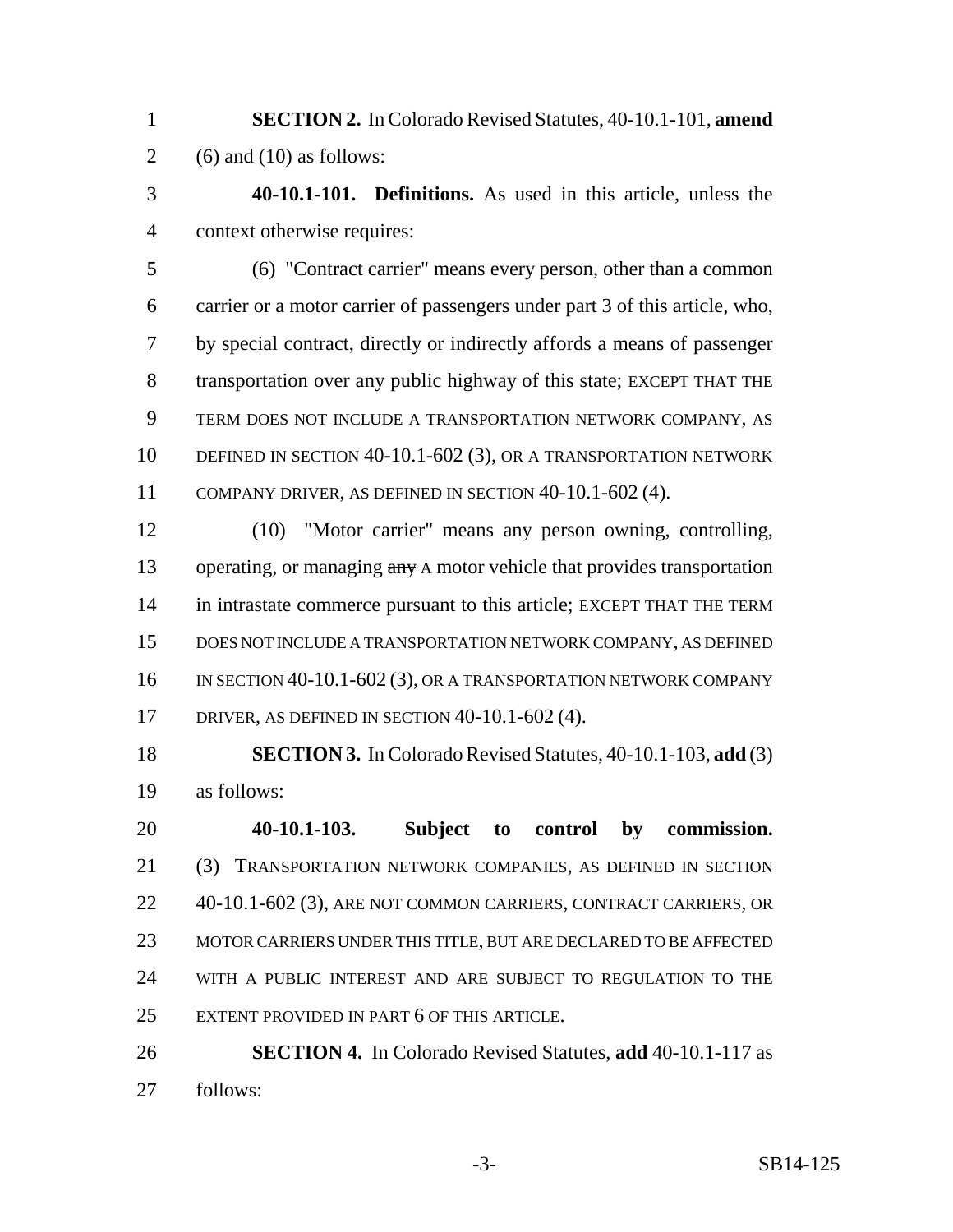**SECTION 2.** In Colorado Revised Statutes, 40-10.1-101, **amend** (6) and (10) as follows:

**40-10.1-101. Definitions.** As used in this article, unless the context otherwise requires:

(6) "Contract carrier" means every person, other than a common carrier or a motor carrier of passengers under part 3 of this article, who, by special contract, directly or indirectly affords a means of passenger transportation over any public highway of this state; EXCEPT THAT THE TERM DOES NOT INCLUDE A TRANSPORTATION NETWORK COMPANY, AS DEFINED IN SECTION 40-10.1-602 (3), OR A TRANSPORTATION NETWORK COMPANY DRIVER, AS DEFINED IN SECTION 40-10.1-602 (4).

(10) "Motor carrier" means any person owning, controlling, operating, or managing ~~any~~ A motor vehicle that provides transportation in intrastate commerce pursuant to this article; EXCEPT THAT THE TERM DOES NOT INCLUDE A TRANSPORTATION NETWORK COMPANY, AS DEFINED IN SECTION 40-10.1-602 (3), OR A TRANSPORTATION NETWORK COMPANY DRIVER, AS DEFINED IN SECTION 40-10.1-602 (4).

**SECTION 3.** In Colorado Revised Statutes, 40-10.1-103, **add** (3) as follows:

**40-10.1-103. Subject to control by commission.** (3) TRANSPORTATION NETWORK COMPANIES, AS DEFINED IN SECTION 40-10.1-602 (3), ARE NOT COMMON CARRIERS, CONTRACT CARRIERS, OR MOTOR CARRIERS UNDER THIS TITLE, BUT ARE DECLARED TO BE AFFECTED WITH A PUBLIC INTEREST AND ARE SUBJECT TO REGULATION TO THE EXTENT PROVIDED IN PART 6 OF THIS ARTICLE.

**SECTION 4.** In Colorado Revised Statutes, **add** 40-10.1-117 as follows: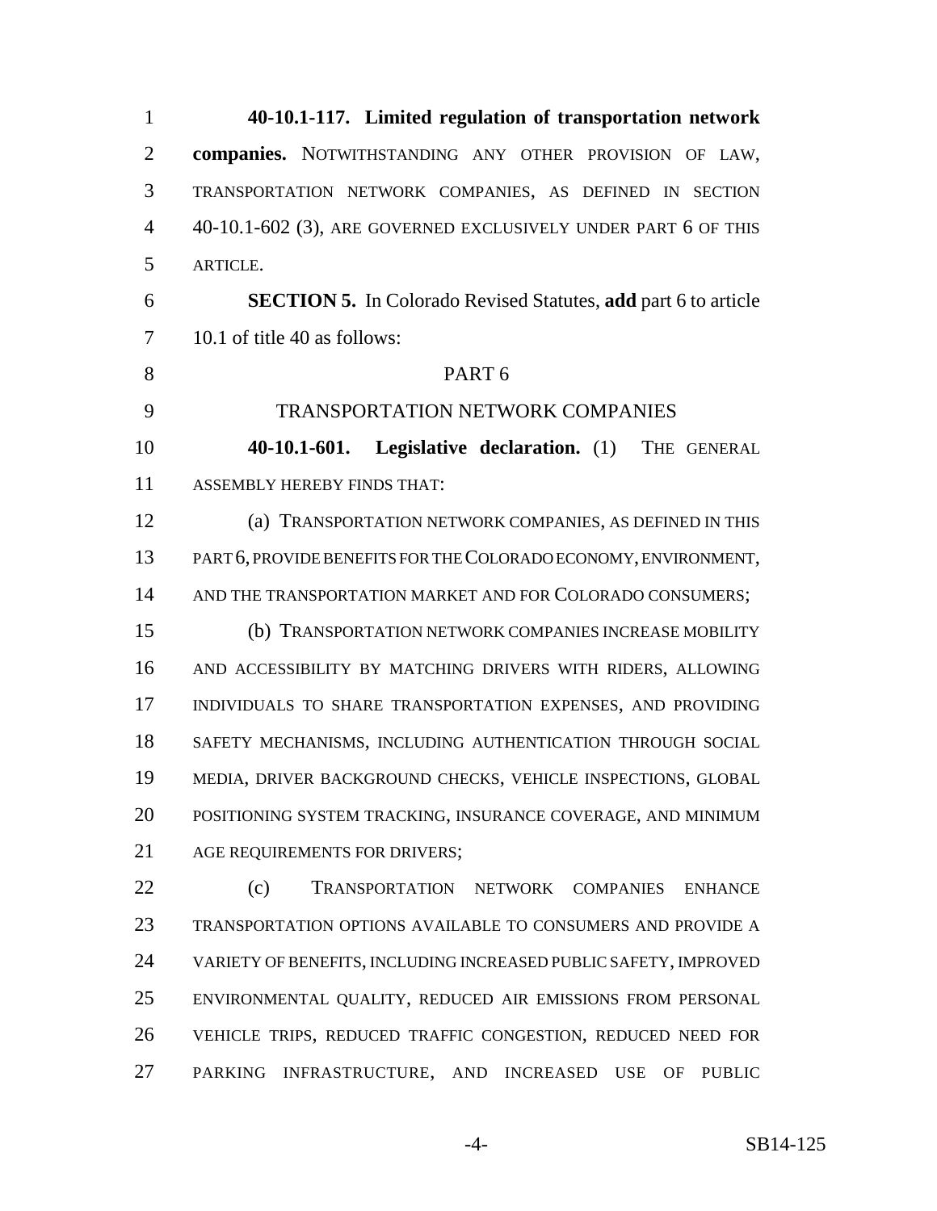**40-10.1-117. Limited regulation of transportation network companies.** NOTWITHSTANDING ANY OTHER PROVISION OF LAW, TRANSPORTATION NETWORK COMPANIES, AS DEFINED IN SECTION 40-10.1-602 (3), ARE GOVERNED EXCLUSIVELY UNDER PART 6 OF THIS ARTICLE.

**SECTION 5.** In Colorado Revised Statutes, **add** part 6 to article 10.1 of title 40 as follows:

PART 6

TRANSPORTATION NETWORK COMPANIES

**40-10.1-601. Legislative declaration.** (1) THE GENERAL ASSEMBLY HEREBY FINDS THAT:

(a) TRANSPORTATION NETWORK COMPANIES, AS DEFINED IN THIS PART 6, PROVIDE BENEFITS FOR THE COLORADO ECONOMY, ENVIRONMENT, AND THE TRANSPORTATION MARKET AND FOR COLORADO CONSUMERS;

(b) TRANSPORTATION NETWORK COMPANIES INCREASE MOBILITY AND ACCESSIBILITY BY MATCHING DRIVERS WITH RIDERS, ALLOWING INDIVIDUALS TO SHARE TRANSPORTATION EXPENSES, AND PROVIDING SAFETY MECHANISMS, INCLUDING AUTHENTICATION THROUGH SOCIAL MEDIA, DRIVER BACKGROUND CHECKS, VEHICLE INSPECTIONS, GLOBAL POSITIONING SYSTEM TRACKING, INSURANCE COVERAGE, AND MINIMUM AGE REQUIREMENTS FOR DRIVERS;

(c) TRANSPORTATION NETWORK COMPANIES ENHANCE TRANSPORTATION OPTIONS AVAILABLE TO CONSUMERS AND PROVIDE A VARIETY OF BENEFITS, INCLUDING INCREASED PUBLIC SAFETY, IMPROVED ENVIRONMENTAL QUALITY, REDUCED AIR EMISSIONS FROM PERSONAL VEHICLE TRIPS, REDUCED TRAFFIC CONGESTION, REDUCED NEED FOR PARKING INFRASTRUCTURE, AND INCREASED USE OF PUBLIC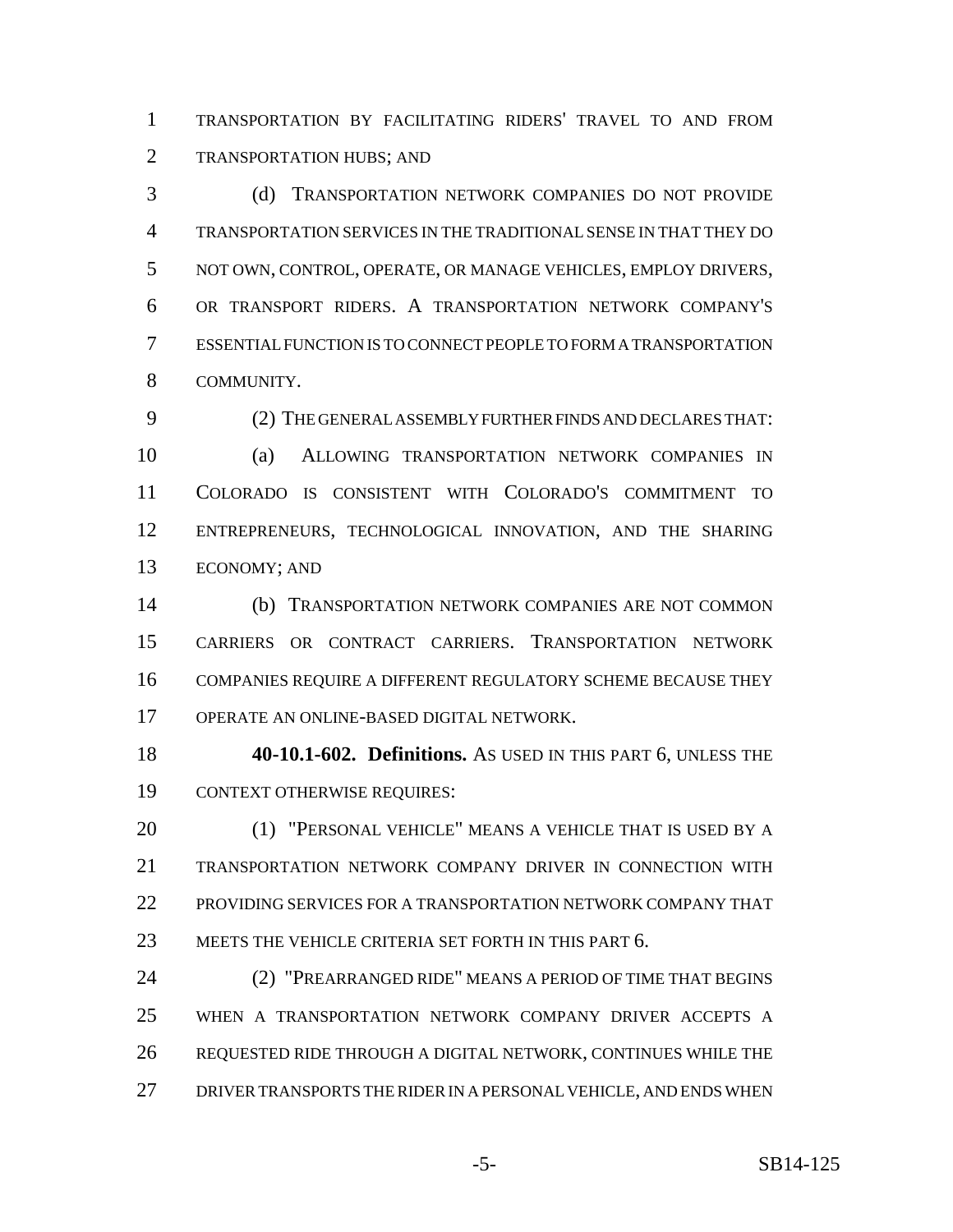TRANSPORTATION BY FACILITATING RIDERS' TRAVEL TO AND FROM TRANSPORTATION HUBS; AND

(d) TRANSPORTATION NETWORK COMPANIES DO NOT PROVIDE TRANSPORTATION SERVICES IN THE TRADITIONAL SENSE IN THAT THEY DO NOT OWN, CONTROL, OPERATE, OR MANAGE VEHICLES, EMPLOY DRIVERS, OR TRANSPORT RIDERS. A TRANSPORTATION NETWORK COMPANY'S ESSENTIAL FUNCTION IS TO CONNECT PEOPLE TO FORM A TRANSPORTATION COMMUNITY.

(2) THE GENERAL ASSEMBLY FURTHER FINDS AND DECLARES THAT:

(a) ALLOWING TRANSPORTATION NETWORK COMPANIES IN COLORADO IS CONSISTENT WITH COLORADO'S COMMITMENT TO ENTREPRENEURS, TECHNOLOGICAL INNOVATION, AND THE SHARING ECONOMY; AND

(b) TRANSPORTATION NETWORK COMPANIES ARE NOT COMMON CARRIERS OR CONTRACT CARRIERS. TRANSPORTATION NETWORK COMPANIES REQUIRE A DIFFERENT REGULATORY SCHEME BECAUSE THEY OPERATE AN ONLINE-BASED DIGITAL NETWORK.

**40-10.1-602. Definitions.** AS USED IN THIS PART 6, UNLESS THE CONTEXT OTHERWISE REQUIRES:

(1) "PERSONAL VEHICLE" MEANS A VEHICLE THAT IS USED BY A TRANSPORTATION NETWORK COMPANY DRIVER IN CONNECTION WITH PROVIDING SERVICES FOR A TRANSPORTATION NETWORK COMPANY THAT MEETS THE VEHICLE CRITERIA SET FORTH IN THIS PART 6.

(2) "PREARRANGED RIDE" MEANS A PERIOD OF TIME THAT BEGINS WHEN A TRANSPORTATION NETWORK COMPANY DRIVER ACCEPTS A REQUESTED RIDE THROUGH A DIGITAL NETWORK, CONTINUES WHILE THE DRIVER TRANSPORTS THE RIDER IN A PERSONAL VEHICLE, AND ENDS WHEN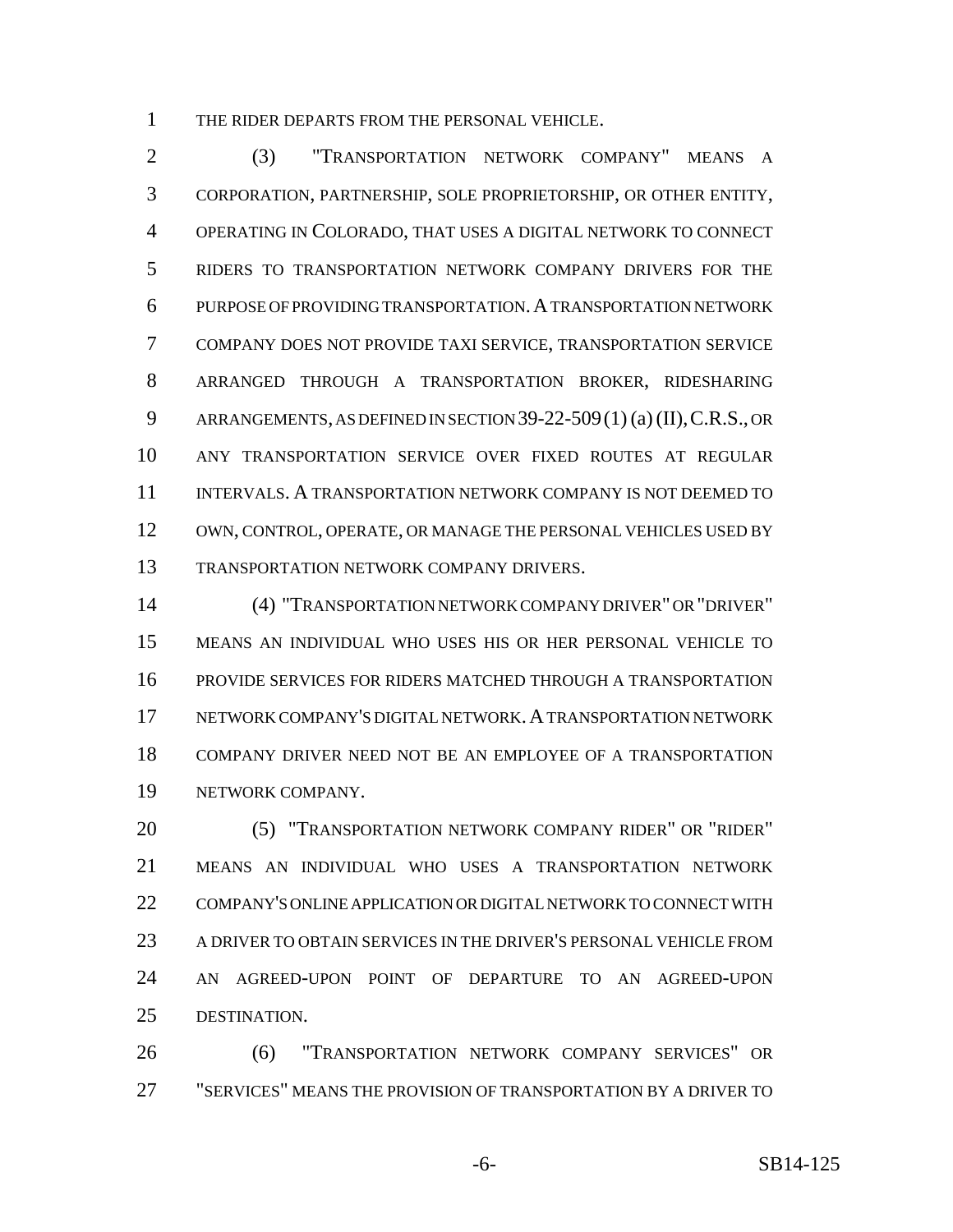THE RIDER DEPARTS FROM THE PERSONAL VEHICLE.

(3) "TRANSPORTATION NETWORK COMPANY" MEANS A CORPORATION, PARTNERSHIP, SOLE PROPRIETORSHIP, OR OTHER ENTITY, OPERATING IN COLORADO, THAT USES A DIGITAL NETWORK TO CONNECT RIDERS TO TRANSPORTATION NETWORK COMPANY DRIVERS FOR THE PURPOSE OF PROVIDING TRANSPORTATION. A TRANSPORTATION NETWORK COMPANY DOES NOT PROVIDE TAXI SERVICE, TRANSPORTATION SERVICE ARRANGED THROUGH A TRANSPORTATION BROKER, RIDESHARING ARRANGEMENTS, AS DEFINED IN SECTION 39-22-509 (1) (a) (II), C.R.S., OR ANY TRANSPORTATION SERVICE OVER FIXED ROUTES AT REGULAR INTERVALS. A TRANSPORTATION NETWORK COMPANY IS NOT DEEMED TO OWN, CONTROL, OPERATE, OR MANAGE THE PERSONAL VEHICLES USED BY TRANSPORTATION NETWORK COMPANY DRIVERS.

(4) "TRANSPORTATION NETWORK COMPANY DRIVER" OR "DRIVER" MEANS AN INDIVIDUAL WHO USES HIS OR HER PERSONAL VEHICLE TO PROVIDE SERVICES FOR RIDERS MATCHED THROUGH A TRANSPORTATION NETWORK COMPANY'S DIGITAL NETWORK. A TRANSPORTATION NETWORK COMPANY DRIVER NEED NOT BE AN EMPLOYEE OF A TRANSPORTATION NETWORK COMPANY.

(5) "TRANSPORTATION NETWORK COMPANY RIDER" OR "RIDER" MEANS AN INDIVIDUAL WHO USES A TRANSPORTATION NETWORK COMPANY'S ONLINE APPLICATION OR DIGITAL NETWORK TO CONNECT WITH A DRIVER TO OBTAIN SERVICES IN THE DRIVER'S PERSONAL VEHICLE FROM AN AGREED-UPON POINT OF DEPARTURE TO AN AGREED-UPON DESTINATION.

(6) "TRANSPORTATION NETWORK COMPANY SERVICES" OR "SERVICES" MEANS THE PROVISION OF TRANSPORTATION BY A DRIVER TO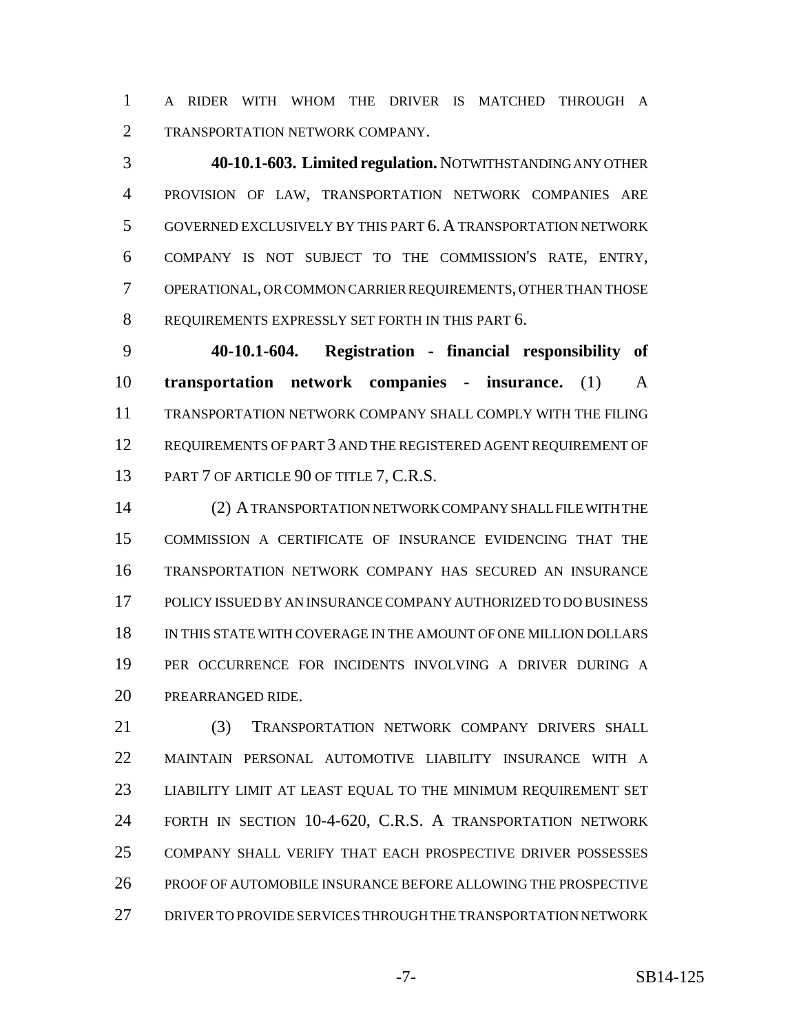A RIDER WITH WHOM THE DRIVER IS MATCHED THROUGH A TRANSPORTATION NETWORK COMPANY.

**40-10.1-603. Limited regulation.** NOTWITHSTANDING ANY OTHER PROVISION OF LAW, TRANSPORTATION NETWORK COMPANIES ARE GOVERNED EXCLUSIVELY BY THIS PART 6. A TRANSPORTATION NETWORK COMPANY IS NOT SUBJECT TO THE COMMISSION'S RATE, ENTRY, OPERATIONAL, OR COMMON CARRIER REQUIREMENTS, OTHER THAN THOSE REQUIREMENTS EXPRESSLY SET FORTH IN THIS PART 6.

**40-10.1-604. Registration - financial responsibility of transportation network companies - insurance.** (1) A TRANSPORTATION NETWORK COMPANY SHALL COMPLY WITH THE FILING REQUIREMENTS OF PART 3 AND THE REGISTERED AGENT REQUIREMENT OF PART 7 OF ARTICLE 90 OF TITLE 7, C.R.S.

(2) A TRANSPORTATION NETWORK COMPANY SHALL FILE WITH THE COMMISSION A CERTIFICATE OF INSURANCE EVIDENCING THAT THE TRANSPORTATION NETWORK COMPANY HAS SECURED AN INSURANCE POLICY ISSUED BY AN INSURANCE COMPANY AUTHORIZED TO DO BUSINESS IN THIS STATE WITH COVERAGE IN THE AMOUNT OF ONE MILLION DOLLARS PER OCCURRENCE FOR INCIDENTS INVOLVING A DRIVER DURING A PREARRANGED RIDE.

(3) TRANSPORTATION NETWORK COMPANY DRIVERS SHALL MAINTAIN PERSONAL AUTOMOTIVE LIABILITY INSURANCE WITH A LIABILITY LIMIT AT LEAST EQUAL TO THE MINIMUM REQUIREMENT SET FORTH IN SECTION 10-4-620, C.R.S. A TRANSPORTATION NETWORK COMPANY SHALL VERIFY THAT EACH PROSPECTIVE DRIVER POSSESSES PROOF OF AUTOMOBILE INSURANCE BEFORE ALLOWING THE PROSPECTIVE DRIVER TO PROVIDE SERVICES THROUGH THE TRANSPORTATION NETWORK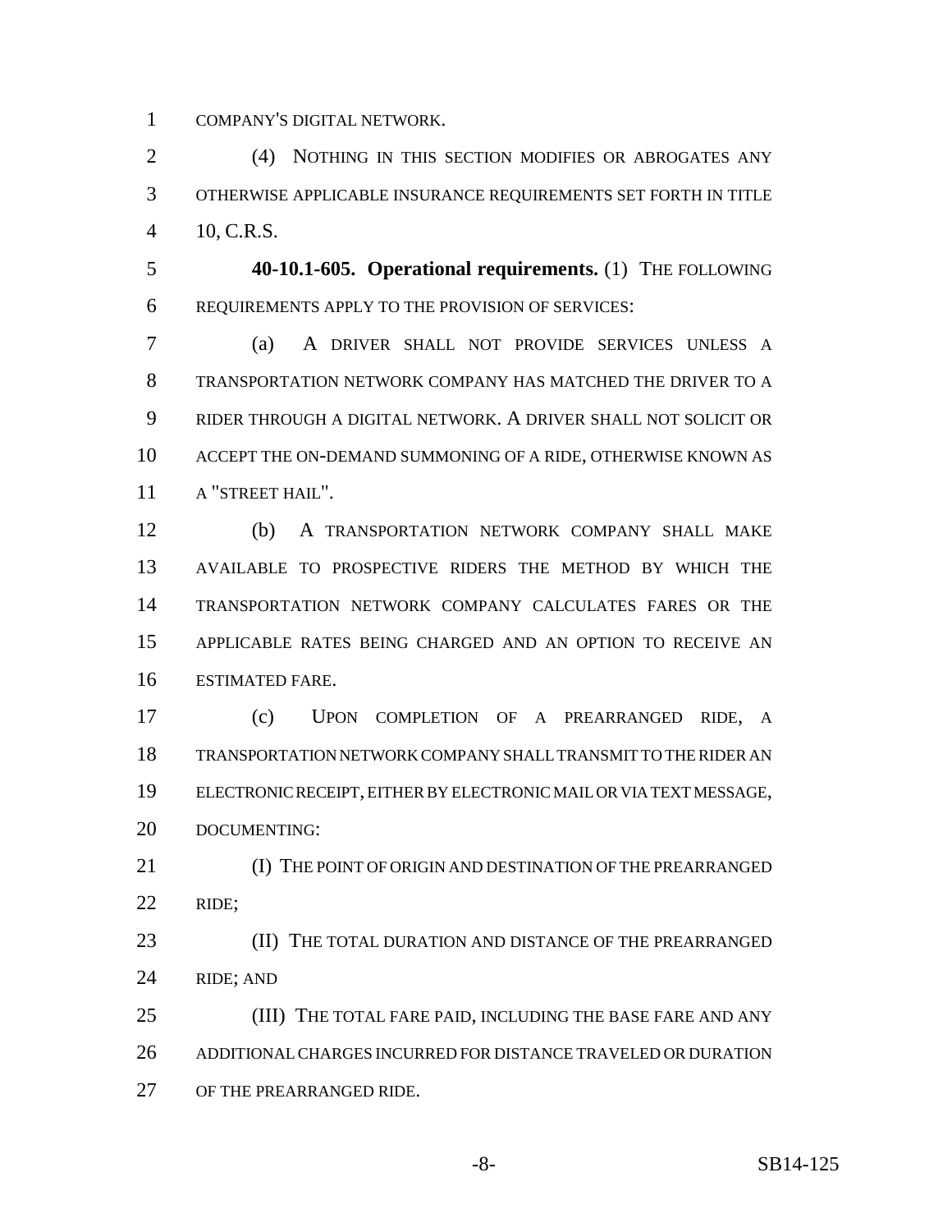COMPANY'S DIGITAL NETWORK.

(4) NOTHING IN THIS SECTION MODIFIES OR ABROGATES ANY OTHERWISE APPLICABLE INSURANCE REQUIREMENTS SET FORTH IN TITLE 10, C.R.S.

**40-10.1-605. Operational requirements.** (1) THE FOLLOWING REQUIREMENTS APPLY TO THE PROVISION OF SERVICES:

(a) A DRIVER SHALL NOT PROVIDE SERVICES UNLESS A TRANSPORTATION NETWORK COMPANY HAS MATCHED THE DRIVER TO A RIDER THROUGH A DIGITAL NETWORK. A DRIVER SHALL NOT SOLICIT OR ACCEPT THE ON-DEMAND SUMMONING OF A RIDE, OTHERWISE KNOWN AS A "STREET HAIL".

(b) A TRANSPORTATION NETWORK COMPANY SHALL MAKE AVAILABLE TO PROSPECTIVE RIDERS THE METHOD BY WHICH THE TRANSPORTATION NETWORK COMPANY CALCULATES FARES OR THE APPLICABLE RATES BEING CHARGED AND AN OPTION TO RECEIVE AN ESTIMATED FARE.

(c) UPON COMPLETION OF A PREARRANGED RIDE, A TRANSPORTATION NETWORK COMPANY SHALL TRANSMIT TO THE RIDER AN ELECTRONIC RECEIPT, EITHER BY ELECTRONIC MAIL OR VIA TEXT MESSAGE, DOCUMENTING:

(I) THE POINT OF ORIGIN AND DESTINATION OF THE PREARRANGED RIDE;

(II) THE TOTAL DURATION AND DISTANCE OF THE PREARRANGED RIDE; AND

(III) THE TOTAL FARE PAID, INCLUDING THE BASE FARE AND ANY ADDITIONAL CHARGES INCURRED FOR DISTANCE TRAVELED OR DURATION OF THE PREARRANGED RIDE.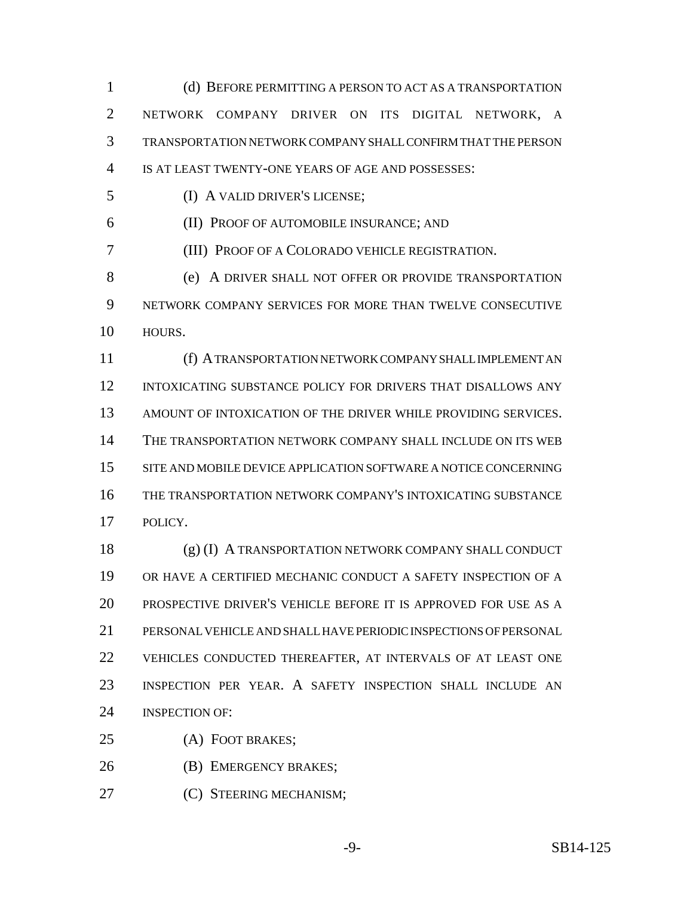(d) BEFORE PERMITTING A PERSON TO ACT AS A TRANSPORTATION NETWORK COMPANY DRIVER ON ITS DIGITAL NETWORK, A TRANSPORTATION NETWORK COMPANY SHALL CONFIRM THAT THE PERSON IS AT LEAST TWENTY-ONE YEARS OF AGE AND POSSESSES:

(I) A VALID DRIVER'S LICENSE;

(II) PROOF OF AUTOMOBILE INSURANCE; AND

(III) PROOF OF A COLORADO VEHICLE REGISTRATION.

(e) A DRIVER SHALL NOT OFFER OR PROVIDE TRANSPORTATION NETWORK COMPANY SERVICES FOR MORE THAN TWELVE CONSECUTIVE HOURS.

(f) A TRANSPORTATION NETWORK COMPANY SHALL IMPLEMENT AN INTOXICATING SUBSTANCE POLICY FOR DRIVERS THAT DISALLOWS ANY AMOUNT OF INTOXICATION OF THE DRIVER WHILE PROVIDING SERVICES. THE TRANSPORTATION NETWORK COMPANY SHALL INCLUDE ON ITS WEB SITE AND MOBILE DEVICE APPLICATION SOFTWARE A NOTICE CONCERNING THE TRANSPORTATION NETWORK COMPANY'S INTOXICATING SUBSTANCE POLICY.

(g) (I) A TRANSPORTATION NETWORK COMPANY SHALL CONDUCT OR HAVE A CERTIFIED MECHANIC CONDUCT A SAFETY INSPECTION OF A PROSPECTIVE DRIVER'S VEHICLE BEFORE IT IS APPROVED FOR USE AS A PERSONAL VEHICLE AND SHALL HAVE PERIODIC INSPECTIONS OF PERSONAL VEHICLES CONDUCTED THEREAFTER, AT INTERVALS OF AT LEAST ONE INSPECTION PER YEAR. A SAFETY INSPECTION SHALL INCLUDE AN INSPECTION OF:

(A) FOOT BRAKES;

(B) EMERGENCY BRAKES;

(C) STEERING MECHANISM;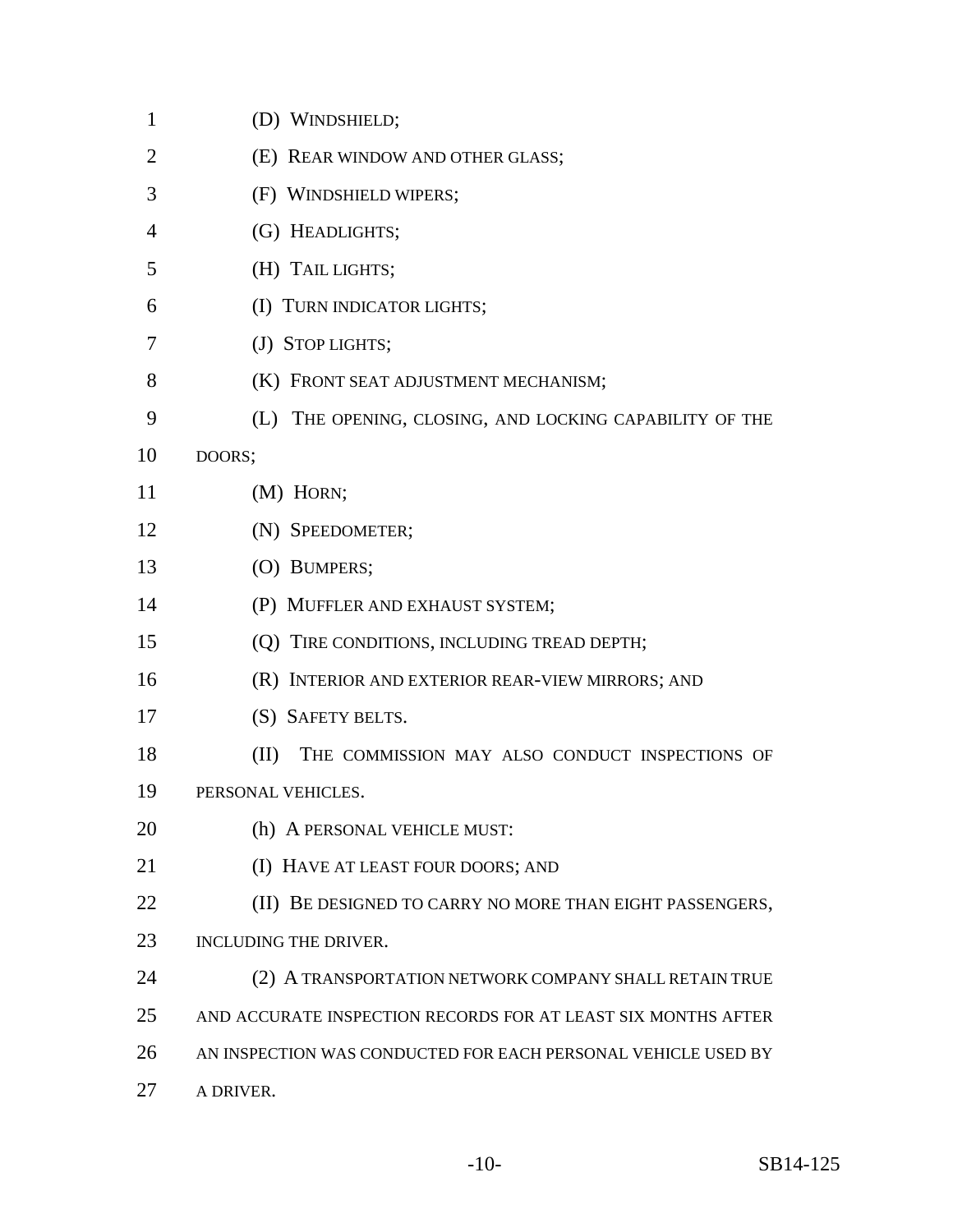(D) WINDSHIELD;

(E) REAR WINDOW AND OTHER GLASS;

(F) WINDSHIELD WIPERS;

(G) HEADLIGHTS;

(H) TAIL LIGHTS;

(I) TURN INDICATOR LIGHTS;

(J) STOP LIGHTS;

(K) FRONT SEAT ADJUSTMENT MECHANISM;

(L) THE OPENING, CLOSING, AND LOCKING CAPABILITY OF THE DOORS;

(M) HORN;

(N) SPEEDOMETER;

(O) BUMPERS;

(P) MUFFLER AND EXHAUST SYSTEM;

(Q) TIRE CONDITIONS, INCLUDING TREAD DEPTH;

(R) INTERIOR AND EXTERIOR REAR-VIEW MIRRORS; AND

(S) SAFETY BELTS.

(II) THE COMMISSION MAY ALSO CONDUCT INSPECTIONS OF PERSONAL VEHICLES.

(h) A PERSONAL VEHICLE MUST:

(I) HAVE AT LEAST FOUR DOORS; AND

(II) BE DESIGNED TO CARRY NO MORE THAN EIGHT PASSENGERS, INCLUDING THE DRIVER.

(2) A TRANSPORTATION NETWORK COMPANY SHALL RETAIN TRUE AND ACCURATE INSPECTION RECORDS FOR AT LEAST SIX MONTHS AFTER AN INSPECTION WAS CONDUCTED FOR EACH PERSONAL VEHICLE USED BY A DRIVER.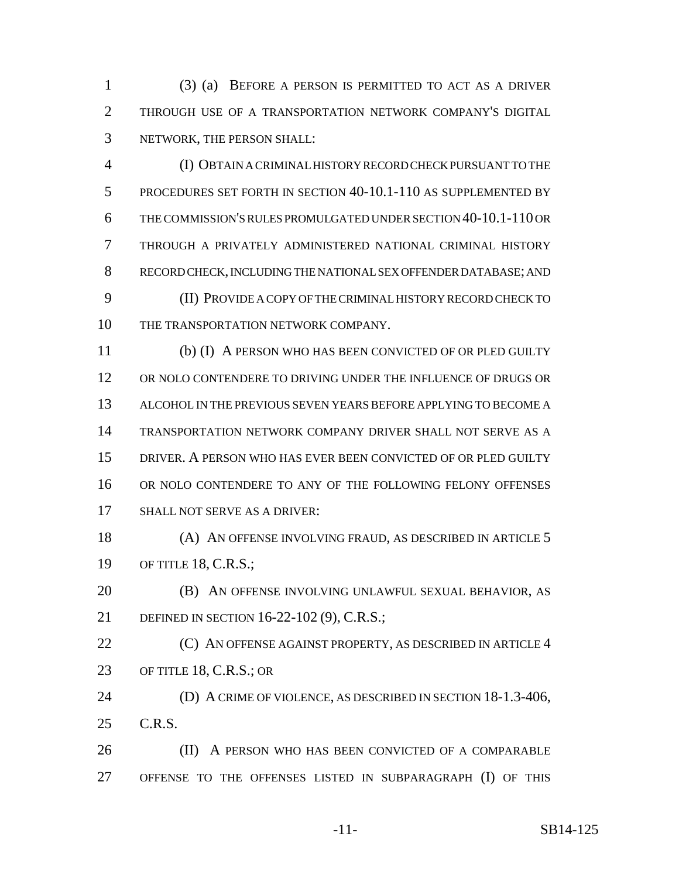(3) (a) BEFORE A PERSON IS PERMITTED TO ACT AS A DRIVER THROUGH USE OF A TRANSPORTATION NETWORK COMPANY'S DIGITAL NETWORK, THE PERSON SHALL:

(I) OBTAIN A CRIMINAL HISTORY RECORD CHECK PURSUANT TO THE PROCEDURES SET FORTH IN SECTION 40-10.1-110 AS SUPPLEMENTED BY THE COMMISSION'S RULES PROMULGATED UNDER SECTION 40-10.1-110 OR THROUGH A PRIVATELY ADMINISTERED NATIONAL CRIMINAL HISTORY RECORD CHECK, INCLUDING THE NATIONAL SEX OFFENDER DATABASE; AND

(II) PROVIDE A COPY OF THE CRIMINAL HISTORY RECORD CHECK TO THE TRANSPORTATION NETWORK COMPANY.

(b) (I) A PERSON WHO HAS BEEN CONVICTED OF OR PLED GUILTY OR NOLO CONTENDERE TO DRIVING UNDER THE INFLUENCE OF DRUGS OR ALCOHOL IN THE PREVIOUS SEVEN YEARS BEFORE APPLYING TO BECOME A TRANSPORTATION NETWORK COMPANY DRIVER SHALL NOT SERVE AS A DRIVER. A PERSON WHO HAS EVER BEEN CONVICTED OF OR PLED GUILTY OR NOLO CONTENDERE TO ANY OF THE FOLLOWING FELONY OFFENSES SHALL NOT SERVE AS A DRIVER:

(A) AN OFFENSE INVOLVING FRAUD, AS DESCRIBED IN ARTICLE 5 OF TITLE 18, C.R.S.;

(B) AN OFFENSE INVOLVING UNLAWFUL SEXUAL BEHAVIOR, AS DEFINED IN SECTION 16-22-102 (9), C.R.S.;

(C) AN OFFENSE AGAINST PROPERTY, AS DESCRIBED IN ARTICLE 4 OF TITLE 18, C.R.S.; OR

(D) A CRIME OF VIOLENCE, AS DESCRIBED IN SECTION 18-1.3-406, C.R.S.

(II) A PERSON WHO HAS BEEN CONVICTED OF A COMPARABLE OFFENSE TO THE OFFENSES LISTED IN SUBPARAGRAPH (I) OF THIS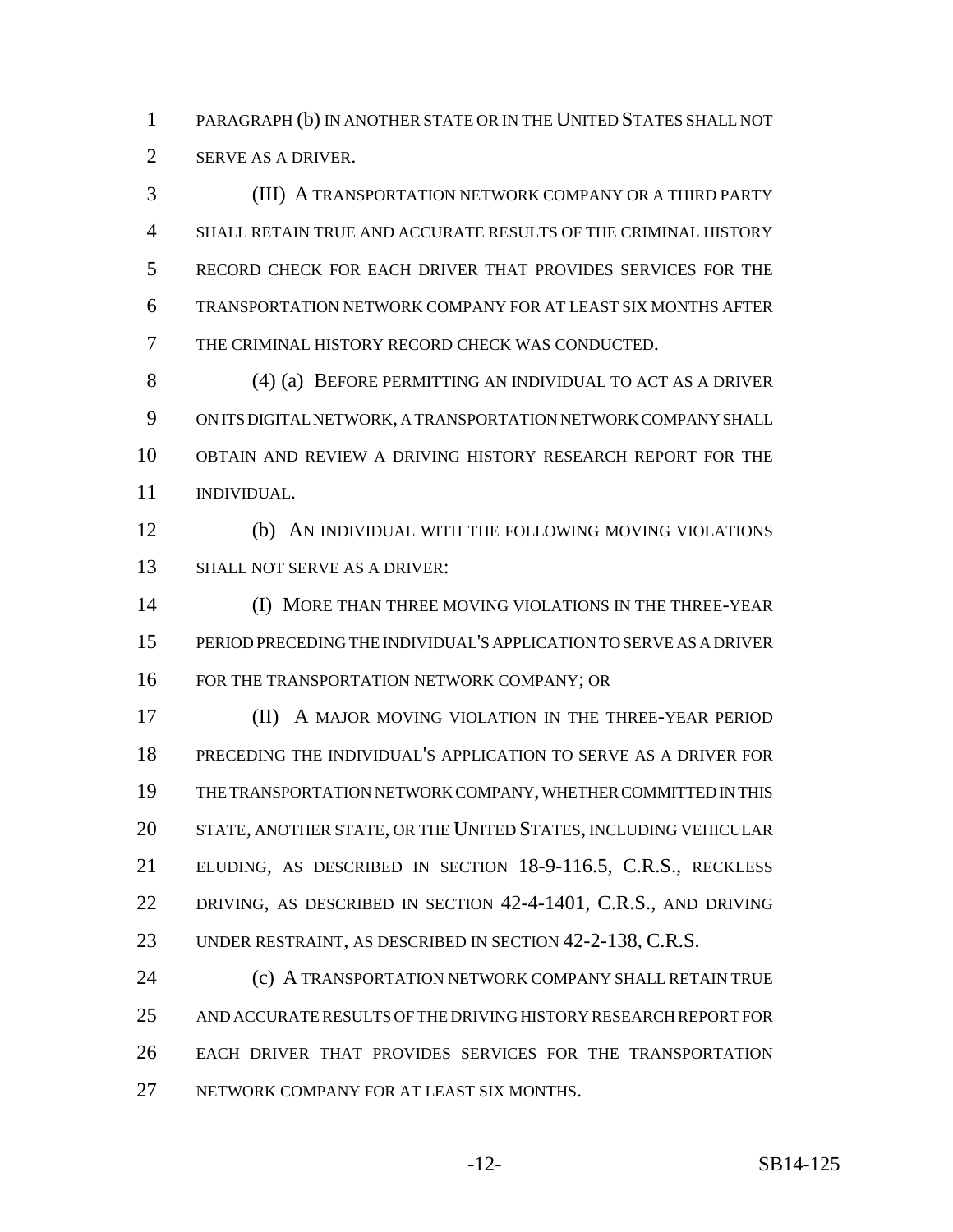PARAGRAPH (b) IN ANOTHER STATE OR IN THE UNITED STATES SHALL NOT SERVE AS A DRIVER.

(III) A TRANSPORTATION NETWORK COMPANY OR A THIRD PARTY SHALL RETAIN TRUE AND ACCURATE RESULTS OF THE CRIMINAL HISTORY RECORD CHECK FOR EACH DRIVER THAT PROVIDES SERVICES FOR THE TRANSPORTATION NETWORK COMPANY FOR AT LEAST SIX MONTHS AFTER THE CRIMINAL HISTORY RECORD CHECK WAS CONDUCTED.

(4) (a) BEFORE PERMITTING AN INDIVIDUAL TO ACT AS A DRIVER ON ITS DIGITAL NETWORK, A TRANSPORTATION NETWORK COMPANY SHALL OBTAIN AND REVIEW A DRIVING HISTORY RESEARCH REPORT FOR THE INDIVIDUAL.

(b) AN INDIVIDUAL WITH THE FOLLOWING MOVING VIOLATIONS SHALL NOT SERVE AS A DRIVER:

(I) MORE THAN THREE MOVING VIOLATIONS IN THE THREE-YEAR PERIOD PRECEDING THE INDIVIDUAL'S APPLICATION TO SERVE AS A DRIVER FOR THE TRANSPORTATION NETWORK COMPANY; OR

(II) A MAJOR MOVING VIOLATION IN THE THREE-YEAR PERIOD PRECEDING THE INDIVIDUAL'S APPLICATION TO SERVE AS A DRIVER FOR THE TRANSPORTATION NETWORK COMPANY, WHETHER COMMITTED IN THIS STATE, ANOTHER STATE, OR THE UNITED STATES, INCLUDING VEHICULAR ELUDING, AS DESCRIBED IN SECTION 18-9-116.5, C.R.S., RECKLESS DRIVING, AS DESCRIBED IN SECTION 42-4-1401, C.R.S., AND DRIVING UNDER RESTRAINT, AS DESCRIBED IN SECTION 42-2-138, C.R.S.

(c) A TRANSPORTATION NETWORK COMPANY SHALL RETAIN TRUE AND ACCURATE RESULTS OF THE DRIVING HISTORY RESEARCH REPORT FOR EACH DRIVER THAT PROVIDES SERVICES FOR THE TRANSPORTATION NETWORK COMPANY FOR AT LEAST SIX MONTHS.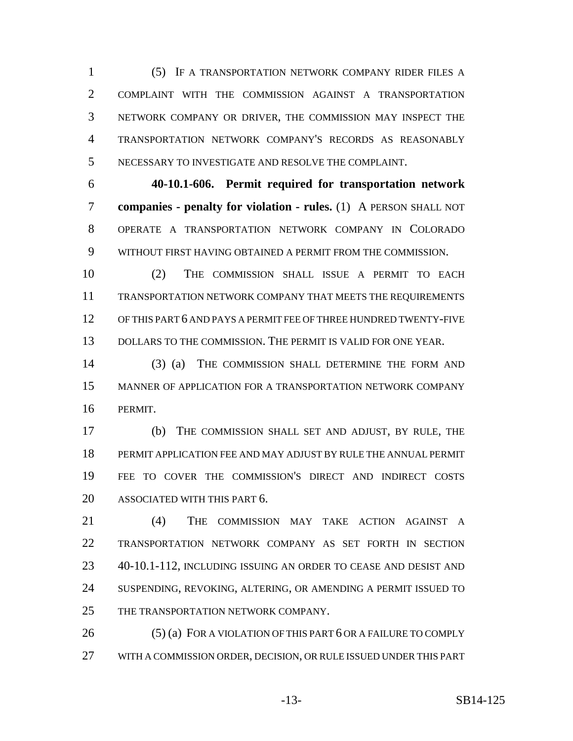(5) IF A TRANSPORTATION NETWORK COMPANY RIDER FILES A COMPLAINT WITH THE COMMISSION AGAINST A TRANSPORTATION NETWORK COMPANY OR DRIVER, THE COMMISSION MAY INSPECT THE TRANSPORTATION NETWORK COMPANY'S RECORDS AS REASONABLY NECESSARY TO INVESTIGATE AND RESOLVE THE COMPLAINT.

**40-10.1-606. Permit required for transportation network companies - penalty for violation - rules.** (1) A PERSON SHALL NOT OPERATE A TRANSPORTATION NETWORK COMPANY IN COLORADO WITHOUT FIRST HAVING OBTAINED A PERMIT FROM THE COMMISSION.

(2) THE COMMISSION SHALL ISSUE A PERMIT TO EACH TRANSPORTATION NETWORK COMPANY THAT MEETS THE REQUIREMENTS OF THIS PART 6 AND PAYS A PERMIT FEE OF THREE HUNDRED TWENTY-FIVE DOLLARS TO THE COMMISSION. THE PERMIT IS VALID FOR ONE YEAR.

(3) (a) THE COMMISSION SHALL DETERMINE THE FORM AND MANNER OF APPLICATION FOR A TRANSPORTATION NETWORK COMPANY PERMIT.

(b) THE COMMISSION SHALL SET AND ADJUST, BY RULE, THE PERMIT APPLICATION FEE AND MAY ADJUST BY RULE THE ANNUAL PERMIT FEE TO COVER THE COMMISSION'S DIRECT AND INDIRECT COSTS ASSOCIATED WITH THIS PART 6.

(4) THE COMMISSION MAY TAKE ACTION AGAINST A TRANSPORTATION NETWORK COMPANY AS SET FORTH IN SECTION 40-10.1-112, INCLUDING ISSUING AN ORDER TO CEASE AND DESIST AND SUSPENDING, REVOKING, ALTERING, OR AMENDING A PERMIT ISSUED TO THE TRANSPORTATION NETWORK COMPANY.

(5) (a) FOR A VIOLATION OF THIS PART 6 OR A FAILURE TO COMPLY WITH A COMMISSION ORDER, DECISION, OR RULE ISSUED UNDER THIS PART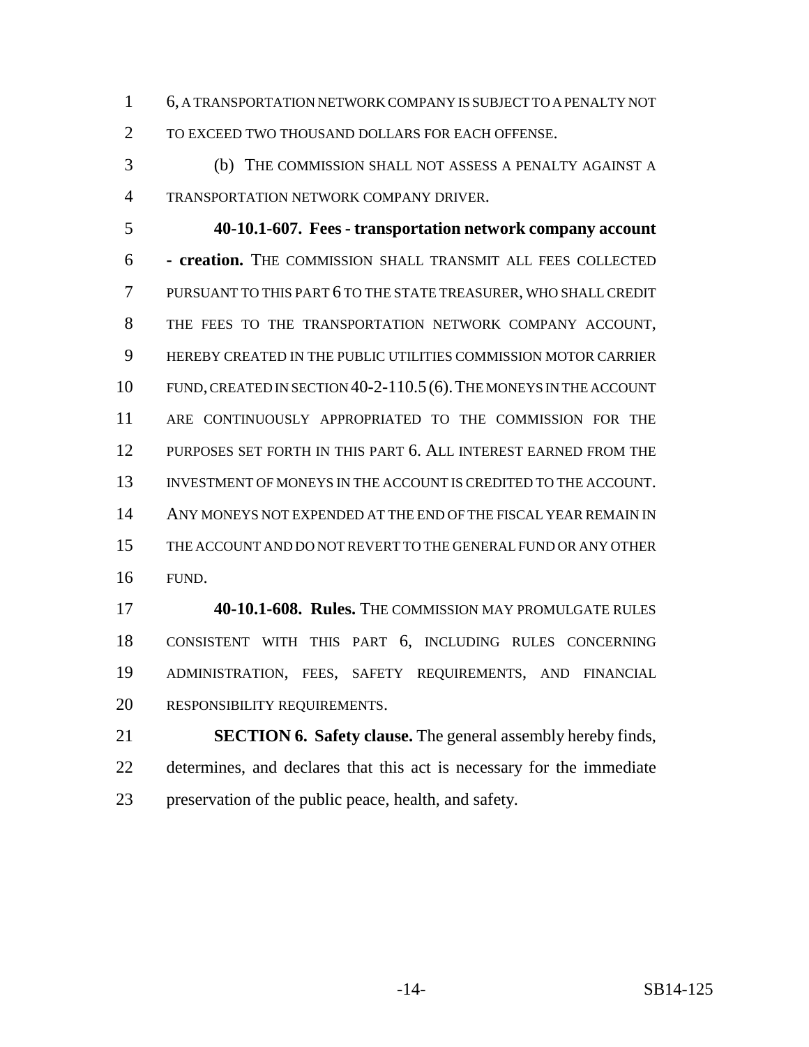6, A TRANSPORTATION NETWORK COMPANY IS SUBJECT TO A PENALTY NOT TO EXCEED TWO THOUSAND DOLLARS FOR EACH OFFENSE.

(b) THE COMMISSION SHALL NOT ASSESS A PENALTY AGAINST A TRANSPORTATION NETWORK COMPANY DRIVER.

**40-10.1-607. Fees - transportation network company account - creation.** THE COMMISSION SHALL TRANSMIT ALL FEES COLLECTED PURSUANT TO THIS PART 6 TO THE STATE TREASURER, WHO SHALL CREDIT THE FEES TO THE TRANSPORTATION NETWORK COMPANY ACCOUNT, HEREBY CREATED IN THE PUBLIC UTILITIES COMMISSION MOTOR CARRIER FUND, CREATED IN SECTION 40-2-110.5 (6). THE MONEYS IN THE ACCOUNT ARE CONTINUOUSLY APPROPRIATED TO THE COMMISSION FOR THE PURPOSES SET FORTH IN THIS PART 6. ALL INTEREST EARNED FROM THE INVESTMENT OF MONEYS IN THE ACCOUNT IS CREDITED TO THE ACCOUNT. ANY MONEYS NOT EXPENDED AT THE END OF THE FISCAL YEAR REMAIN IN THE ACCOUNT AND DO NOT REVERT TO THE GENERAL FUND OR ANY OTHER FUND.

**40-10.1-608. Rules.** THE COMMISSION MAY PROMULGATE RULES CONSISTENT WITH THIS PART 6, INCLUDING RULES CONCERNING ADMINISTRATION, FEES, SAFETY REQUIREMENTS, AND FINANCIAL RESPONSIBILITY REQUIREMENTS.

**SECTION 6. Safety clause.** The general assembly hereby finds, determines, and declares that this act is necessary for the immediate preservation of the public peace, health, and safety.